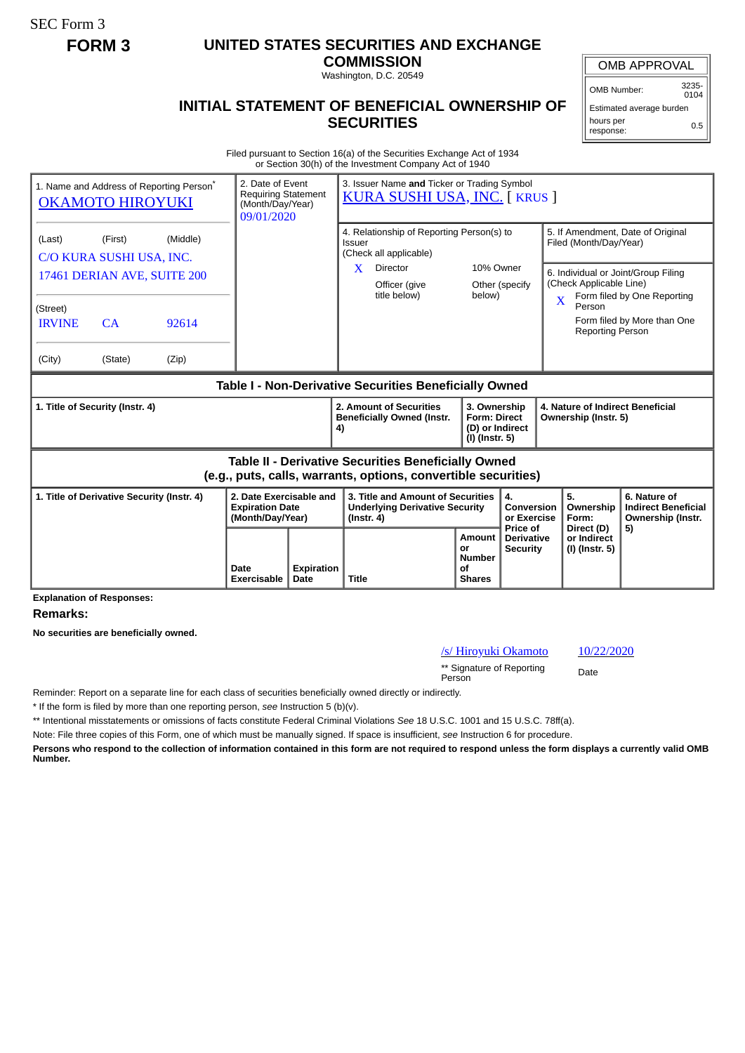SEC Form 3

**FORM 3**

# UNITED STATES SECURITIES AND EXCHANGE COMMISSION

Washington, D.C. 20549

## INITIAL STATEMENT OF BENEFICIAL OWNERSHIP OF SECURITIES

| OMB APPROVAL | |
|---|---|
| OMB Number: | 3235-0104 |
| Estimated average burden | |
| hours per response: | 0.5 |

Filed pursuant to Section 16(a) of the Securities Exchange Act of 1934
or Section 30(h) of the Investment Company Act of 1940

| 1. Name and Address of Reporting Person* | 2. Date of Event Requiring Statement (Month/Day/Year) | 3. Issuer Name **and** Ticker or Trading Symbol | |
|---|---|---|---|
| OKAMOTO HIROYUKI | 09/01/2020 | KURA SUSHI USA, INC. [ KRUS ] | |
| (Last) (First) (Middle) C/O KURA SUSHI USA, INC. 17461 DERIAN AVE, SUITE 200 | | 4. Relationship of Reporting Person(s) to Issuer (Check all applicable) X Director; 10% Owner; Officer (give title below); Other (specify below) | 5. If Amendment, Date of Original Filed (Month/Day/Year) |
| (Street) IRVINE CA 92614 | | | 6. Individual or Joint/Group Filing (Check Applicable Line) X Form filed by One Reporting Person; Form filed by More than One Reporting Person |
| (City) (State) (Zip) | | | |

**Table I - Non-Derivative Securities Beneficially Owned**

| 1. Title of Security (Instr. 4) | 2. Amount of Securities Beneficially Owned (Instr. 4) | 3. Ownership Form: Direct (D) or Indirect (I) (Instr. 5) | 4. Nature of Indirect Beneficial Ownership (Instr. 5) |
|---|---|---|---|

**Table II - Derivative Securities Beneficially Owned (e.g., puts, calls, warrants, options, convertible securities)**

| 1. Title of Derivative Security (Instr. 4) | 2. Date Exercisable and Expiration Date (Month/Day/Year) | | 3. Title and Amount of Securities Underlying Derivative Security (Instr. 4) | | 4. Conversion or Exercise Price of Derivative Security | 5. Ownership Form: Direct (D) or Indirect (I) (Instr. 5) | 6. Nature of Indirect Beneficial Ownership (Instr. 5) |
|---|---|---|---|---|---|---|---|
| | Date Exercisable | Expiration Date | Title | Amount or Number of Shares | | | |

**Explanation of Responses:**

**Remarks:**

**No securities are beneficially owned.**

/s/ Hiroyuki Okamoto 10/22/2020

** Signature of Reporting Person Date

Reminder: Report on a separate line for each class of securities beneficially owned directly or indirectly.

* If the form is filed by more than one reporting person, *see* Instruction 5 (b)(v).

** Intentional misstatements or omissions of facts constitute Federal Criminal Violations *See* 18 U.S.C. 1001 and 15 U.S.C. 78ff(a).

Note: File three copies of this Form, one of which must be manually signed. If space is insufficient, *see* Instruction 6 for procedure.

**Persons who respond to the collection of information contained in this form are not required to respond unless the form displays a currently valid OMB Number.**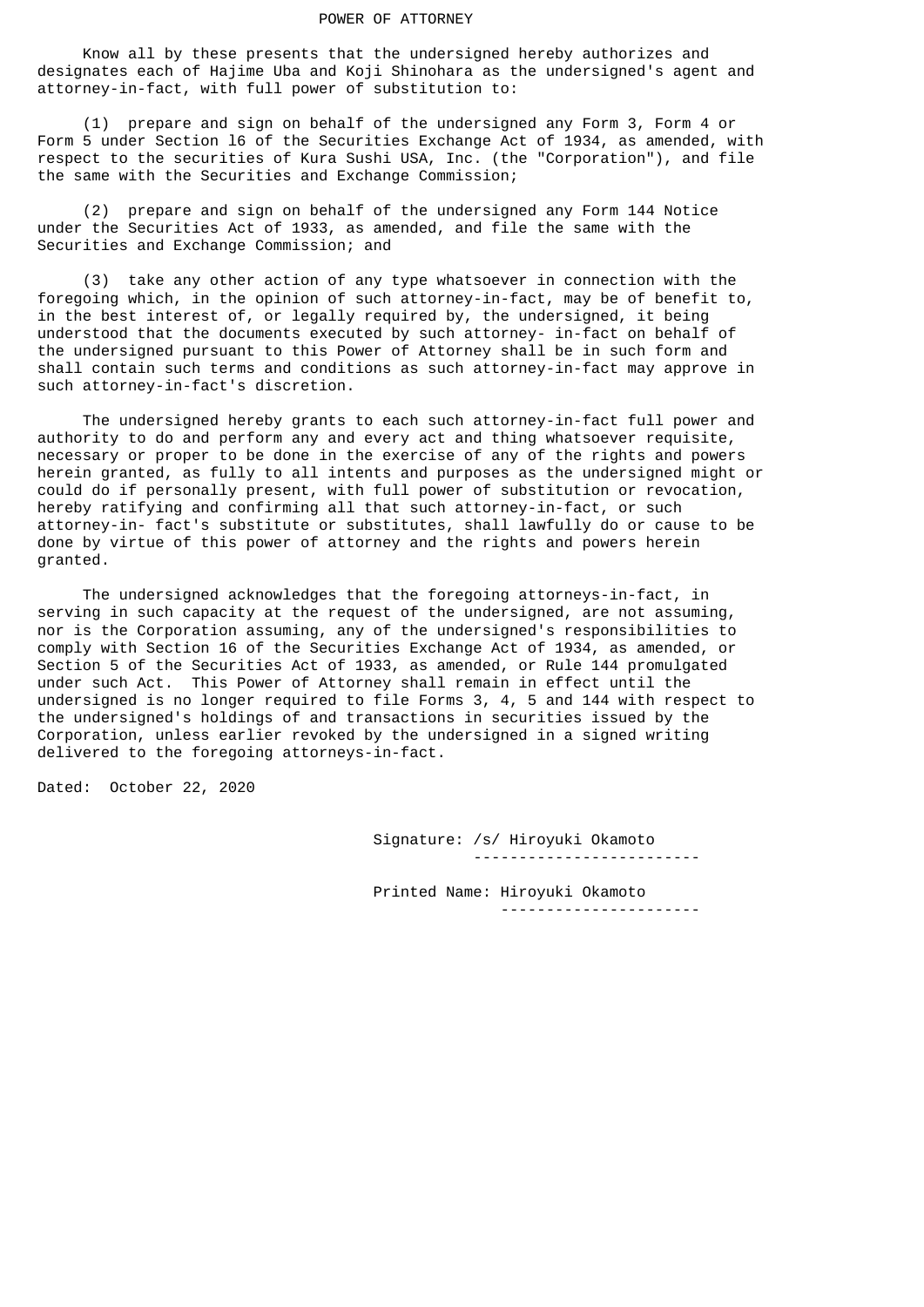# POWER OF ATTORNEY

Know all by these presents that the undersigned hereby authorizes and designates each of Hajime Uba and Koji Shinohara as the undersigned's agent and attorney-in-fact, with full power of substitution to:

(1) prepare and sign on behalf of the undersigned any Form 3, Form 4 or Form 5 under Section l6 of the Securities Exchange Act of 1934, as amended, with respect to the securities of Kura Sushi USA, Inc. (the "Corporation"), and file the same with the Securities and Exchange Commission;

(2) prepare and sign on behalf of the undersigned any Form 144 Notice under the Securities Act of 1933, as amended, and file the same with the Securities and Exchange Commission; and

(3) take any other action of any type whatsoever in connection with the foregoing which, in the opinion of such attorney-in-fact, may be of benefit to, in the best interest of, or legally required by, the undersigned, it being understood that the documents executed by such attorney- in-fact on behalf of the undersigned pursuant to this Power of Attorney shall be in such form and shall contain such terms and conditions as such attorney-in-fact may approve in such attorney-in-fact's discretion.

The undersigned hereby grants to each such attorney-in-fact full power and authority to do and perform any and every act and thing whatsoever requisite, necessary or proper to be done in the exercise of any of the rights and powers herein granted, as fully to all intents and purposes as the undersigned might or could do if personally present, with full power of substitution or revocation, hereby ratifying and confirming all that such attorney-in-fact, or such attorney-in- fact's substitute or substitutes, shall lawfully do or cause to be done by virtue of this power of attorney and the rights and powers herein granted.

The undersigned acknowledges that the foregoing attorneys-in-fact, in serving in such capacity at the request of the undersigned, are not assuming, nor is the Corporation assuming, any of the undersigned's responsibilities to comply with Section 16 of the Securities Exchange Act of 1934, as amended, or Section 5 of the Securities Act of 1933, as amended, or Rule 144 promulgated under such Act. This Power of Attorney shall remain in effect until the undersigned is no longer required to file Forms 3, 4, 5 and 144 with respect to the undersigned's holdings of and transactions in securities issued by the Corporation, unless earlier revoked by the undersigned in a signed writing delivered to the foregoing attorneys-in-fact.

Dated: October 22, 2020

Signature: /s/ Hiroyuki Okamoto

Printed Name: Hiroyuki Okamoto